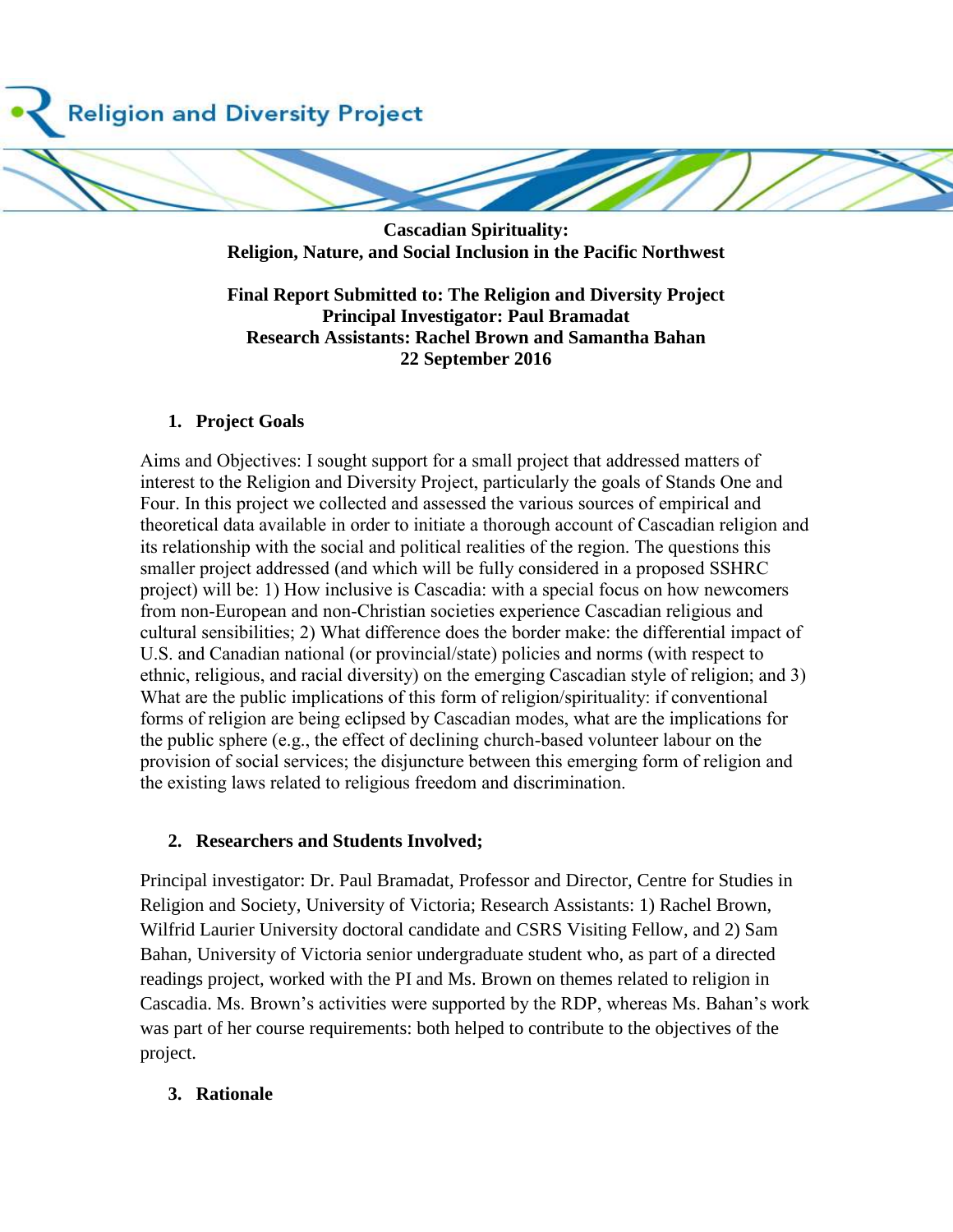Religion and Diversity Project

**Cascadian Spirituality:**
**Religion, Nature, and Social Inclusion in the Pacific Northwest**

**Final Report Submitted to: The Religion and Diversity Project**
**Principal Investigator: Paul Bramadat**
**Research Assistants: Rachel Brown and Samantha Bahan**
**22 September 2016**

## 1. Project Goals

Aims and Objectives: I sought support for a small project that addressed matters of interest to the Religion and Diversity Project, particularly the goals of Stands One and Four. In this project we collected and assessed the various sources of empirical and theoretical data available in order to initiate a thorough account of Cascadian religion and its relationship with the social and political realities of the region. The questions this smaller project addressed (and which will be fully considered in a proposed SSHRC project) will be: 1) How inclusive is Cascadia: with a special focus on how newcomers from non-European and non-Christian societies experience Cascadian religious and cultural sensibilities; 2) What difference does the border make: the differential impact of U.S. and Canadian national (or provincial/state) policies and norms (with respect to ethnic, religious, and racial diversity) on the emerging Cascadian style of religion; and 3) What are the public implications of this form of religion/spirituality: if conventional forms of religion are being eclipsed by Cascadian modes, what are the implications for the public sphere (e.g., the effect of declining church-based volunteer labour on the provision of social services; the disjuncture between this emerging form of religion and the existing laws related to religious freedom and discrimination.

## 2. Researchers and Students Involved;

Principal investigator: Dr. Paul Bramadat, Professor and Director, Centre for Studies in Religion and Society, University of Victoria; Research Assistants: 1) Rachel Brown, Wilfrid Laurier University doctoral candidate and CSRS Visiting Fellow, and 2) Sam Bahan, University of Victoria senior undergraduate student who, as part of a directed readings project, worked with the PI and Ms. Brown on themes related to religion in Cascadia. Ms. Brown's activities were supported by the RDP, whereas Ms. Bahan's work was part of her course requirements: both helped to contribute to the objectives of the project.

## 3. Rationale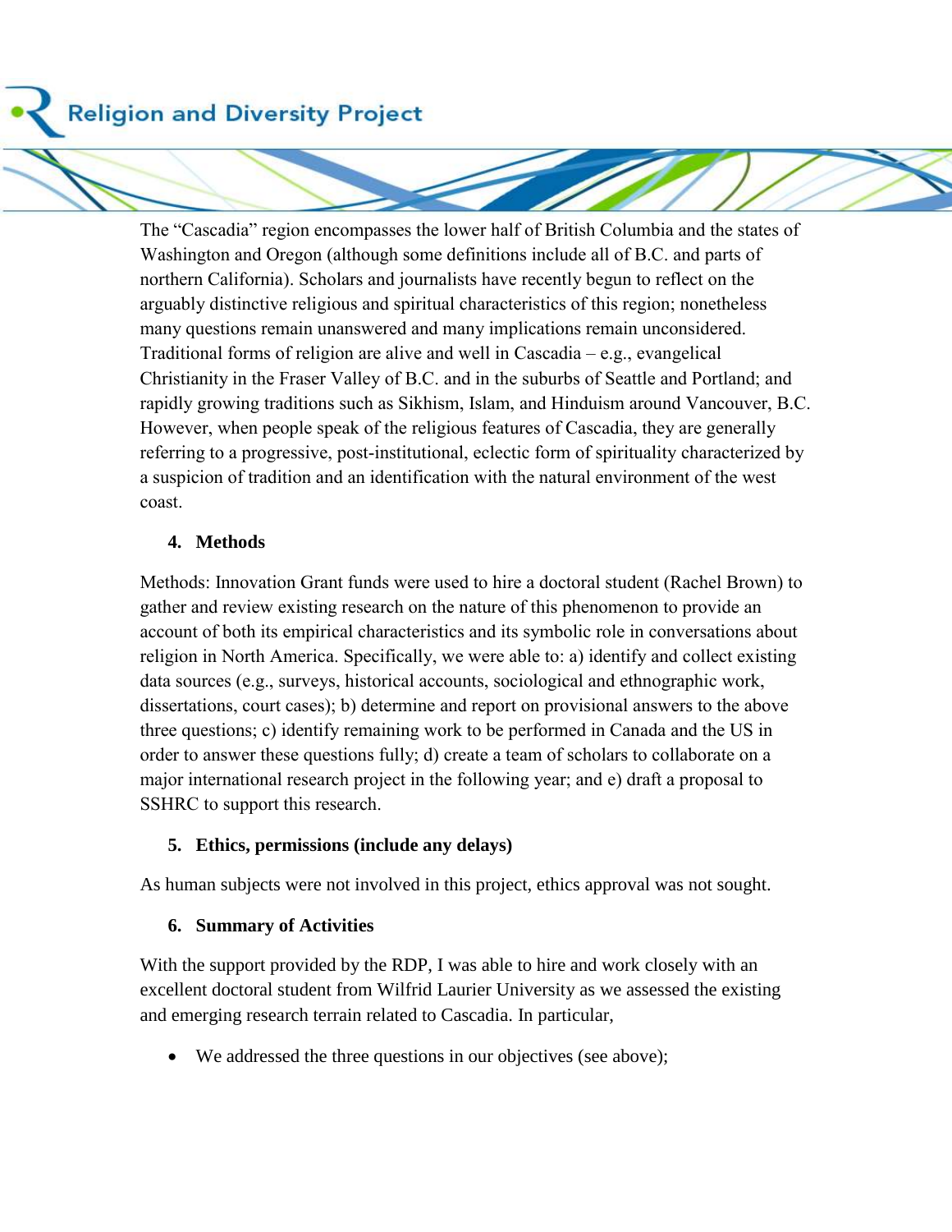The "Cascadia" region encompasses the lower half of British Columbia and the states of Washington and Oregon (although some definitions include all of B.C. and parts of northern California). Scholars and journalists have recently begun to reflect on the arguably distinctive religious and spiritual characteristics of this region; nonetheless many questions remain unanswered and many implications remain unconsidered. Traditional forms of religion are alive and well in Cascadia – e.g., evangelical Christianity in the Fraser Valley of B.C. and in the suburbs of Seattle and Portland; and rapidly growing traditions such as Sikhism, Islam, and Hinduism around Vancouver, B.C. However, when people speak of the religious features of Cascadia, they are generally referring to a progressive, post-institutional, eclectic form of spirituality characterized by a suspicion of tradition and an identification with the natural environment of the west coast.

## 4. Methods

Methods: Innovation Grant funds were used to hire a doctoral student (Rachel Brown) to gather and review existing research on the nature of this phenomenon to provide an account of both its empirical characteristics and its symbolic role in conversations about religion in North America. Specifically, we were able to: a) identify and collect existing data sources (e.g., surveys, historical accounts, sociological and ethnographic work, dissertations, court cases); b) determine and report on provisional answers to the above three questions; c) identify remaining work to be performed in Canada and the US in order to answer these questions fully; d) create a team of scholars to collaborate on a major international research project in the following year; and e) draft a proposal to SSHRC to support this research.

## 5. Ethics, permissions (include any delays)

As human subjects were not involved in this project, ethics approval was not sought.

## 6. Summary of Activities

With the support provided by the RDP, I was able to hire and work closely with an excellent doctoral student from Wilfrid Laurier University as we assessed the existing and emerging research terrain related to Cascadia. In particular,

- We addressed the three questions in our objectives (see above);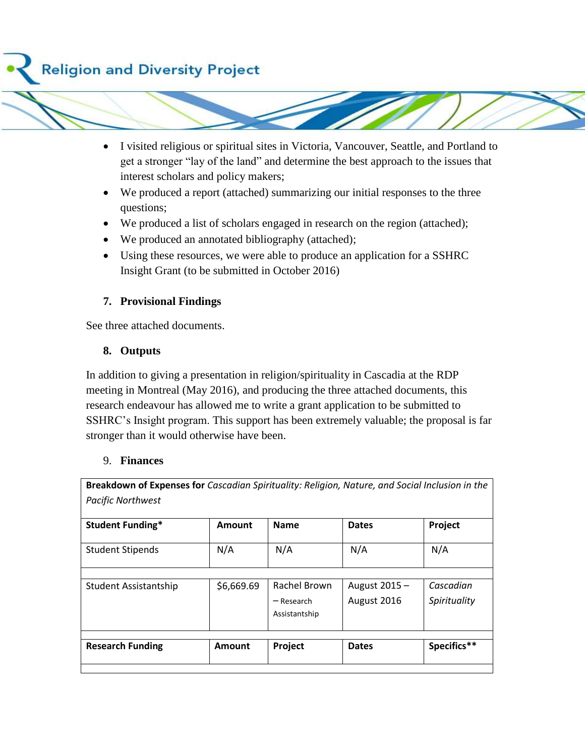- I visited religious or spiritual sites in Victoria, Vancouver, Seattle, and Portland to get a stronger "lay of the land" and determine the best approach to the issues that interest scholars and policy makers;
- We produced a report (attached) summarizing our initial responses to the three questions;
- We produced a list of scholars engaged in research on the region (attached);
- We produced an annotated bibliography (attached);
- Using these resources, we were able to produce an application for a SSHRC Insight Grant (to be submitted in October 2016)

### 7. Provisional Findings

See three attached documents.

### 8. Outputs

In addition to giving a presentation in religion/spirituality in Cascadia at the RDP meeting in Montreal (May 2016), and producing the three attached documents, this research endeavour has allowed me to write a grant application to be submitted to SSHRC's Insight program. This support has been extremely valuable; the proposal is far stronger than it would otherwise have been.

### 9. Finances

| **Breakdown of Expenses for** *Cascadian Spirituality: Religion, Nature, and Social Inclusion in the Pacific Northwest* | | | | |
|---|---|---|---|---|
| **Student Funding*** | **Amount** | **Name** | **Dates** | **Project** |
| Student Stipends | N/A | N/A | N/A | N/A |
| | | | | |
| Student Assistantship | $6,669.69 | Rachel Brown – Research Assistantship | August 2015 – August 2016 | *Cascadian Spirituality* |
| | | | | |
| **Research Funding** | **Amount** | **Project** | **Dates** | **Specifics**** |
| | | | | |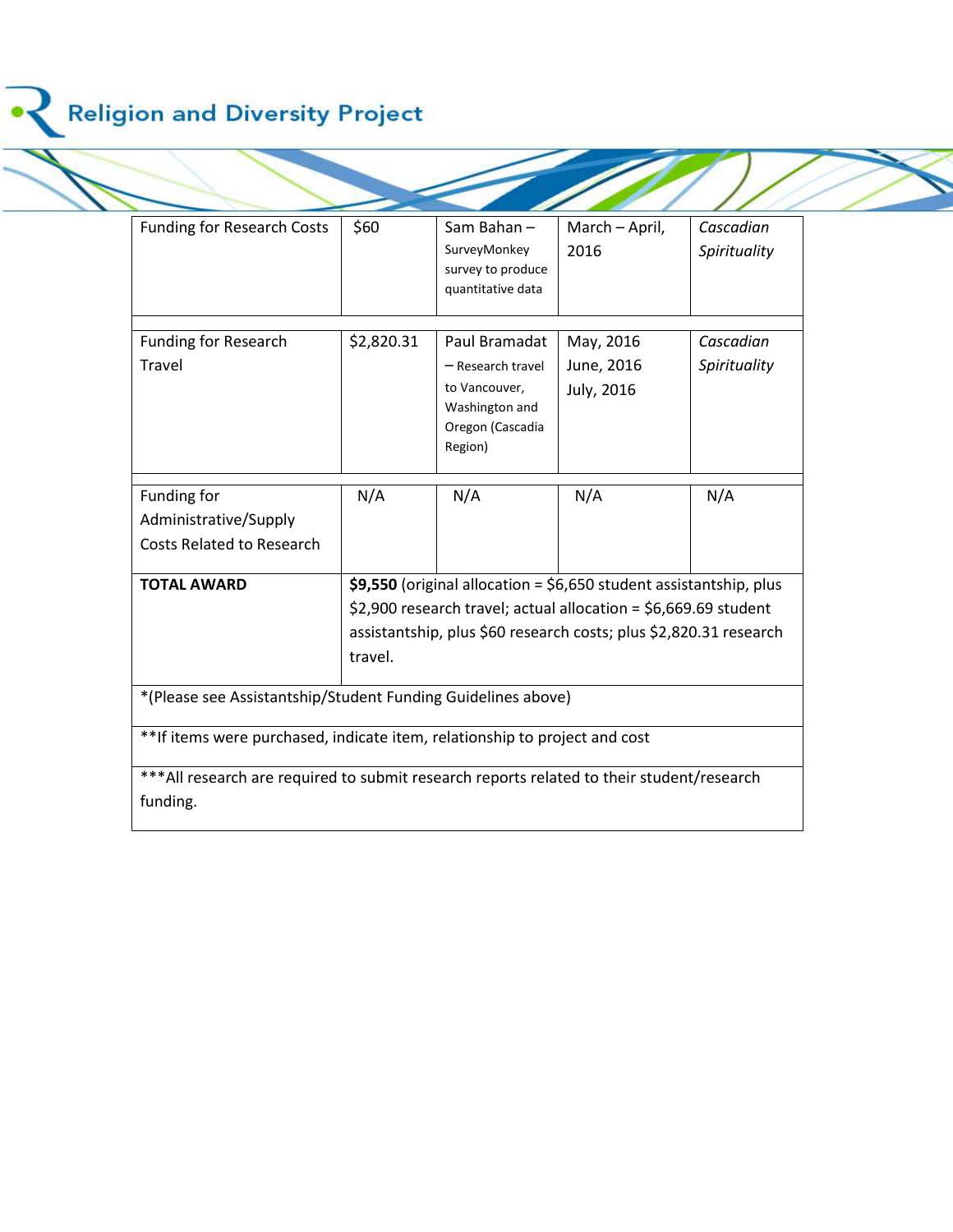| | | | | |
|---|---|---|---|---|
| Funding for Research Costs | $60 | Sam Bahan – SurveyMonkey survey to produce quantitative data | March – April, 2016 | *Cascadian Spirituality* |
| Funding for Research Travel | $2,820.31 | Paul Bramadat – Research travel to Vancouver, Washington and Oregon (Cascadia Region) | May, 2016<br>June, 2016<br>July, 2016 | *Cascadian Spirituality* |
| Funding for Administrative/Supply Costs Related to Research | N/A | N/A | N/A | N/A |
| **TOTAL AWARD** | **$9,550** (original allocation = $6,650 student assistantship, plus $2,900 research travel; actual allocation = $6,669.69 student assistantship, plus $60 research costs; plus $2,820.31 research travel. | | | |
| *(Please see Assistantship/Student Funding Guidelines above) | | | | |
| **If items were purchased, indicate item, relationship to project and cost | | | | |
| ***All research are required to submit research reports related to their student/research funding. | | | | |